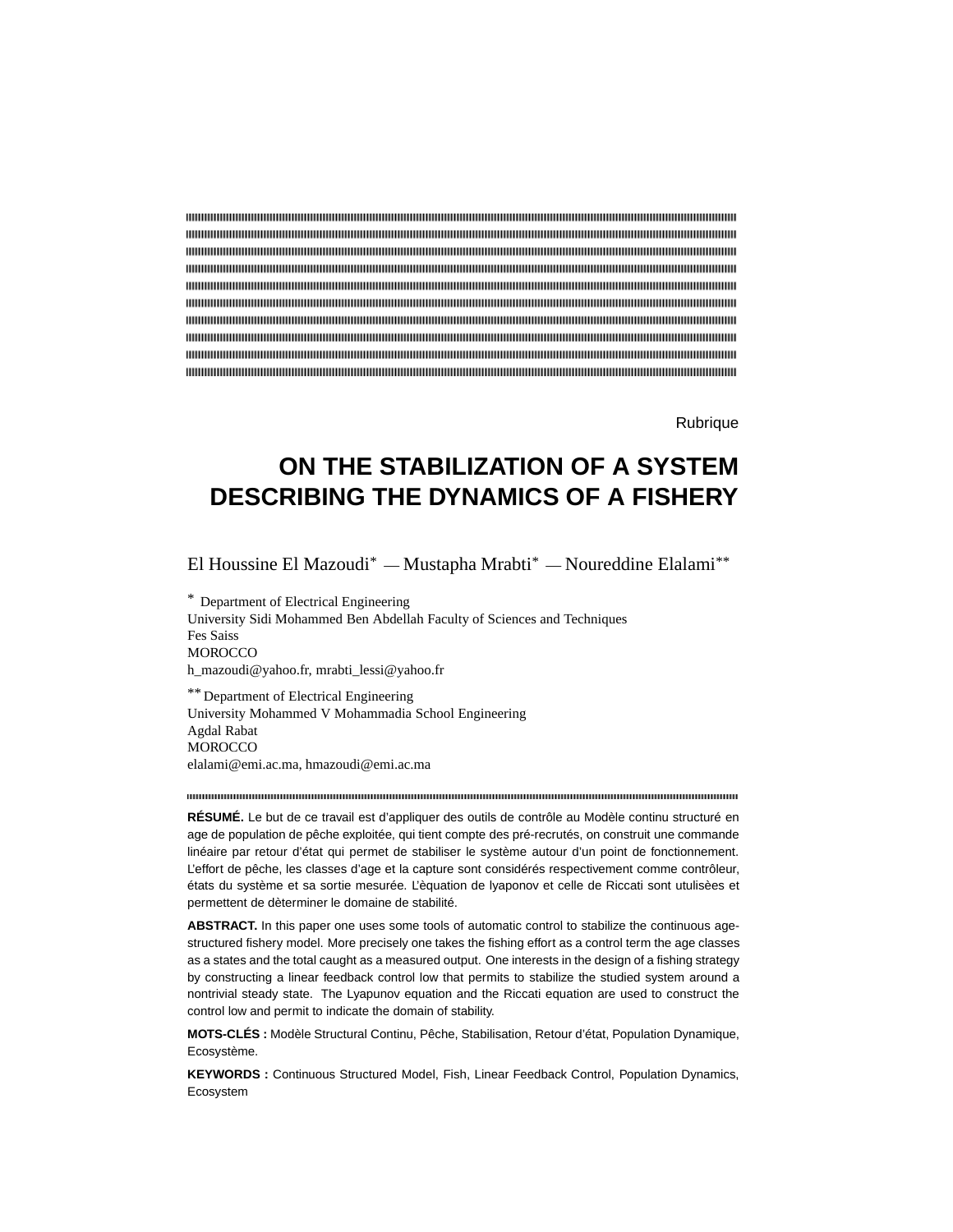Rubrique

# ON THE STABILIZATION OF A SYSTEM DESCRIBING THE DYNAMICS OF A FISHERY

El Houssine El Mazoudi* — Mustapha Mrabti* — Noureddine Elalami**

\* Department of Electrical Engineering
University Sidi Mohammed Ben Abdellah Faculty of Sciences and Techniques
Fes Saiss
MOROCCO
h_mazoudi@yahoo.fr, mrabti_lessi@yahoo.fr

\*\* Department of Electrical Engineering
University Mohammed V Mohammadia School Engineering
Agdal Rabat
MOROCCO
elalami@emi.ac.ma, hmazoudi@emi.ac.ma

**RÉSUMÉ.** Le but de ce travail est d'appliquer des outils de contrôle au Modèle continu structuré en age de population de pêche exploitée, qui tient compte des pré-recrutés, on construit une commande linéaire par retour d'état qui permet de stabiliser le système autour d'un point de fonctionnement. L'effort de pêche, les classes d'age et la capture sont considérés respectivement comme contrôleur, états du système et sa sortie mesurée. L'èquation de lyaponov et celle de Riccati sont utulisèes et permettent de dèterminer le domaine de stabilité.

**ABSTRACT.** In this paper one uses some tools of automatic control to stabilize the continuous age-structured fishery model. More precisely one takes the fishing effort as a control term the age classes as a states and the total caught as a measured output. One interests in the design of a fishing strategy by constructing a linear feedback control low that permits to stabilize the studied system around a nontrivial steady state. The Lyapunov equation and the Riccati equation are used to construct the control low and permit to indicate the domain of stability.

**MOTS-CLÉS :** Modèle Structural Continu, Pêche, Stabilisation, Retour d'état, Population Dynamique, Ecosystème.

**KEYWORDS :** Continuous Structured Model, Fish, Linear Feedback Control, Population Dynamics, Ecosystem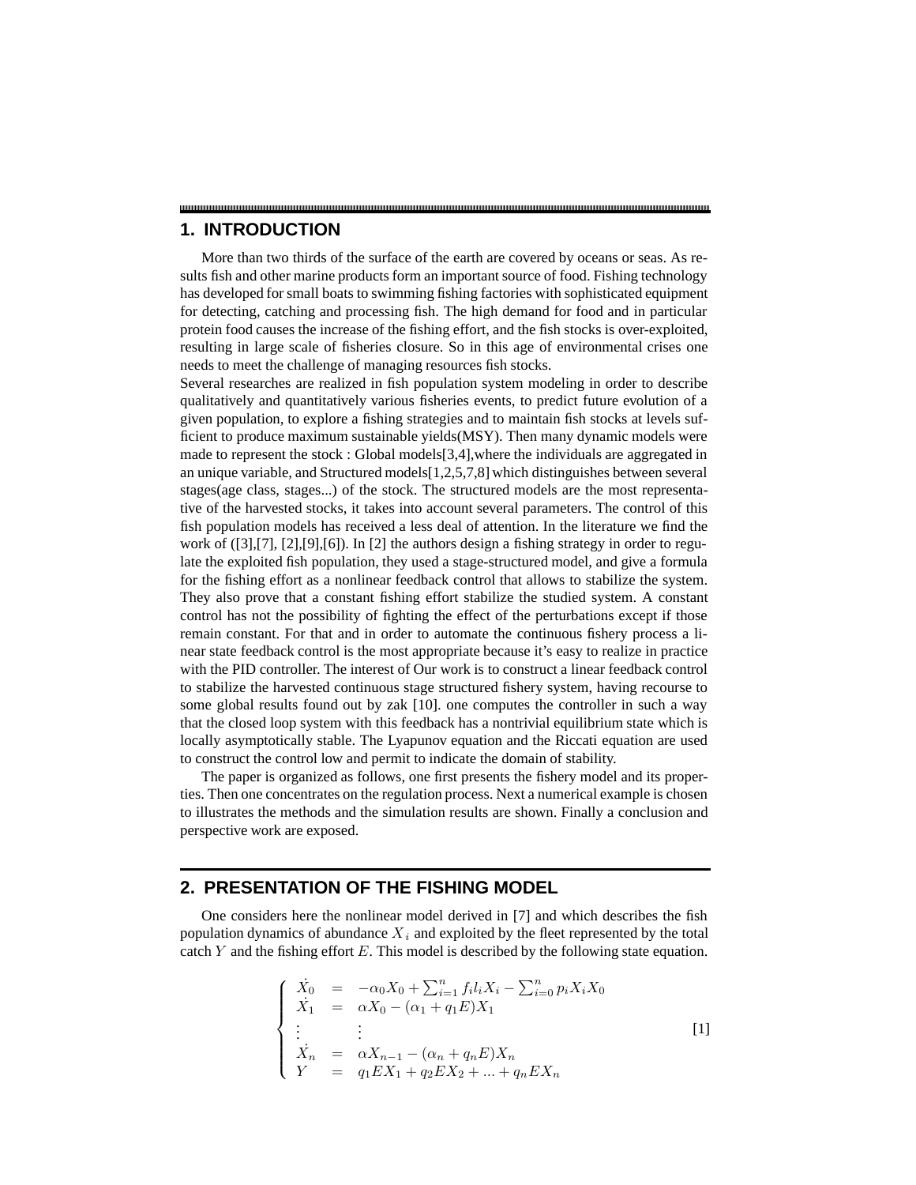## 1. INTRODUCTION

More than two thirds of the surface of the earth are covered by oceans or seas. As results fish and other marine products form an important source of food. Fishing technology has developed for small boats to swimming fishing factories with sophisticated equipment for detecting, catching and processing fish. The high demand for food and in particular protein food causes the increase of the fishing effort, and the fish stocks is over-exploited, resulting in large scale of fisheries closure. So in this age of environmental crises one needs to meet the challenge of managing resources fish stocks.
Several researches are realized in fish population system modeling in order to describe qualitatively and quantitatively various fisheries events, to predict future evolution of a given population, to explore a fishing strategies and to maintain fish stocks at levels sufficient to produce maximum sustainable yields(MSY). Then many dynamic models were made to represent the stock : Global models[3,4],where the individuals are aggregated in an unique variable, and Structured models[1,2,5,7,8] which distinguishes between several stages(age class, stages...) of the stock. The structured models are the most representative of the harvested stocks, it takes into account several parameters. The control of this fish population models has received a less deal of attention. In the literature we find the work of ([3],[7], [2],[9],[6]). In [2] the authors design a fishing strategy in order to regulate the exploited fish population, they used a stage-structured model, and give a formula for the fishing effort as a nonlinear feedback control that allows to stabilize the system. They also prove that a constant fishing effort stabilize the studied system. A constant control has not the possibility of fighting the effect of the perturbations except if those remain constant. For that and in order to automate the continuous fishery process a linear state feedback control is the most appropriate because it's easy to realize in practice with the PID controller. The interest of Our work is to construct a linear feedback control to stabilize the harvested continuous stage structured fishery system, having recourse to some global results found out by zak [10]. one computes the controller in such a way that the closed loop system with this feedback has a nontrivial equilibrium state which is locally asymptotically stable. The Lyapunov equation and the Riccati equation are used to construct the control low and permit to indicate the domain of stability.

The paper is organized as follows, one first presents the fishery model and its properties. Then one concentrates on the regulation process. Next a numerical example is chosen to illustrates the methods and the simulation results are shown. Finally a conclusion and perspective work are exposed.

## 2. PRESENTATION OF THE FISHING MODEL

One considers here the nonlinear model derived in [7] and which describes the fish population dynamics of abundance $X_i$ and exploited by the fleet represented by the total catch $Y$ and the fishing effort $E$. This model is described by the following state equation.

$$\left\{ \begin{array}{lcl} \dot{X_0} & = & -\alpha_0 X_0 + \sum_{i=1}^{n} f_i l_i X_i - \sum_{i=0}^{n} p_i X_i X_0 \\ \dot{X_1} & = & \alpha X_0 - (\alpha_1 + q_1 E) X_1 \\ \vdots & & \vdots \\ \dot{X_n} & = & \alpha X_{n-1} - (\alpha_n + q_n E) X_n \\ Y & = & q_1 E X_1 + q_2 E X_2 + ... + q_n E X_n \end{array} \right. \quad [1]$$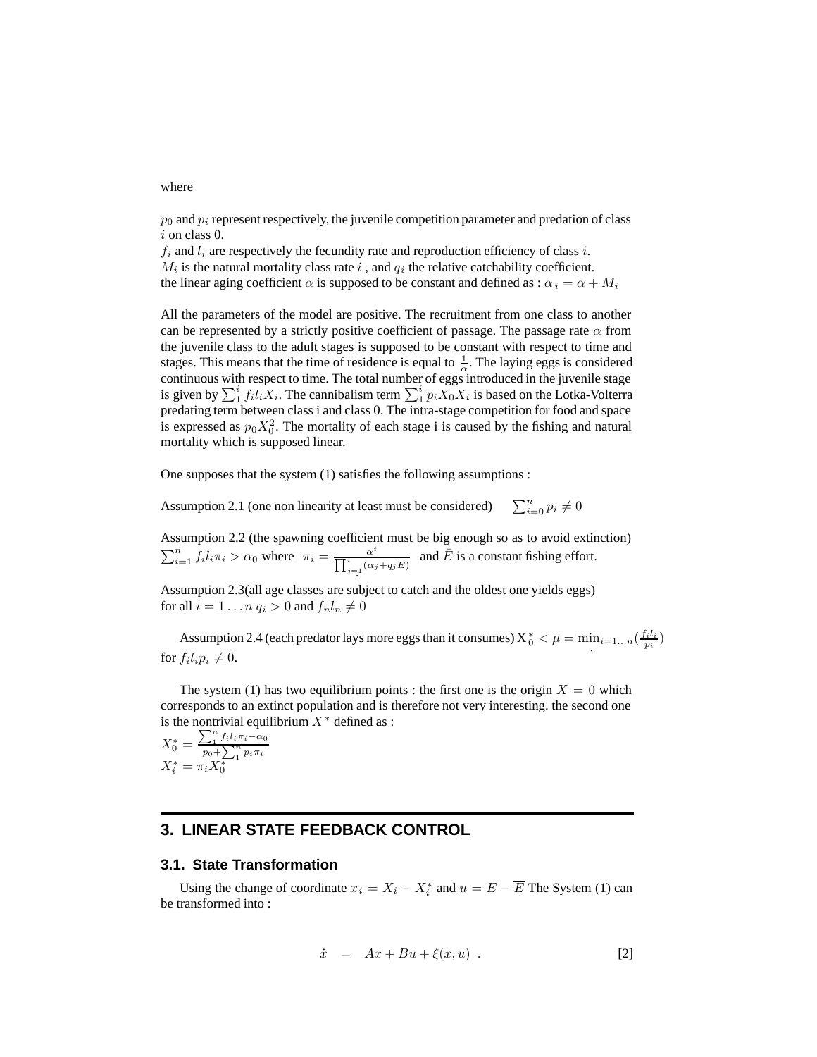where

$p_0$ and $p_i$ represent respectively, the juvenile competition parameter and predation of class $i$ on class 0.
$f_i$ and $l_i$ are respectively the fecundity rate and reproduction efficiency of class $i$.
$M_i$ is the natural mortality class rate $i$ , and $q_i$ the relative catchability coefficient.
the linear aging coefficient $\alpha$ is supposed to be constant and defined as : $\alpha_i = \alpha + M_i$

All the parameters of the model are positive. The recruitment from one class to another can be represented by a strictly positive coefficient of passage. The passage rate $\alpha$ from the juvenile class to the adult stages is supposed to be constant with respect to time and stages. This means that the time of residence is equal to $\frac{1}{\alpha}$. The laying eggs is considered continuous with respect to time. The total number of eggs introduced in the juvenile stage is given by $\sum_1^i f_i l_i X_i$. The cannibalism term $\sum_1^i p_i X_0 X_i$ is based on the Lotka-Volterra predating term between class i and class 0. The intra-stage competition for food and space is expressed as $p_0 X_0^2$. The mortality of each stage i is caused by the fishing and natural mortality which is supposed linear.

One supposes that the system (1) satisfies the following assumptions :

Assumption 2.1 (one non linearity at least must be considered) $\quad \sum_{i=0}^n p_i \neq 0$

Assumption 2.2 (the spawning coefficient must be big enough so as to avoid extinction) $\sum_{i=1}^n f_i l_i \pi_i > \alpha_0$ where $\pi_i = \frac{\alpha^i}{\prod_{j=1}^i (\alpha_j + q_j \bar{E})}$ and $\bar{E}$ is a constant fishing effort.

Assumption 2.3(all age classes are subject to catch and the oldest one yields eggs) for all $i = 1 \dots n$ $q_i > 0$ and $f_n l_n \neq 0$

Assumption 2.4 (each predator lays more eggs than it consumes) $X_0^* < \mu = \min_{i=1\dots n}(\frac{f_i l_i}{p_i})$ for $f_i l_i p_i \neq 0$.

The system (1) has two equilibrium points : the first one is the origin $X = 0$ which corresponds to an extinct population and is therefore not very interesting. the second one is the nontrivial equilibrium $X^*$ defined as :

$$X_0^* = \frac{\sum_1^n f_i l_i \pi_i - \alpha_0}{p_0 + \sum_1^n p_i \pi_i}$$

$$X_i^* = \pi_i X_0^*$$

## 3. LINEAR STATE FEEDBACK CONTROL

### 3.1. State Transformation

Using the change of coordinate $x_i = X_i - X_i^*$ and $u = E - \overline{E}$ The System (1) can be transformed into :

$$\dot{x} = Ax + Bu + \xi(x, u) \ . \qquad [2]$$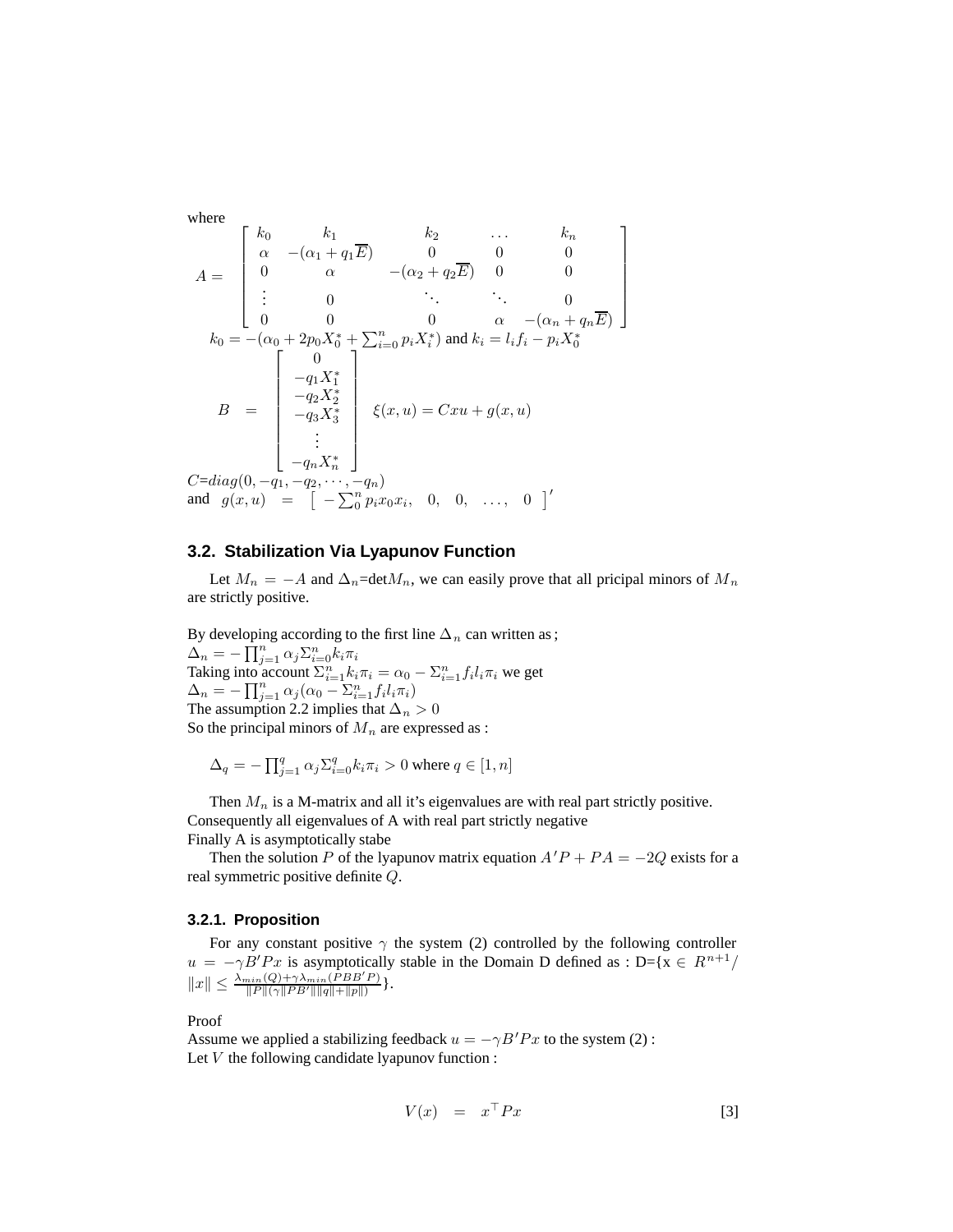where

$$
A = \begin{bmatrix} k_0 & k_1 & k_2 & \dots & k_n \\ \alpha & -(\alpha_1 + q_1\overline{E}) & 0 & 0 & 0 \\ 0 & \alpha & -(\alpha_2 + q_2\overline{E}) & 0 & 0 \\ \vdots & 0 & \ddots & \ddots & 0 \\ 0 & 0 & 0 & \alpha & -(\alpha_n + q_n\overline{E}) \end{bmatrix}
$$

$k_0 = -(\alpha_0 + 2p_0X_0^* + \sum_{i=0}^{n} p_iX_i^*)$ and $k_i = l_if_i - p_iX_0^*$

$$
B = \begin{bmatrix} 0 \\ -q_1X_1^* \\ -q_2X_2^* \\ -q_3X_3^* \\ \vdots \\ -q_nX_n^* \end{bmatrix} \quad \xi(x,u) = Cxu + g(x,u)
$$

$C$=$diag(0, -q_1, -q_2, \cdots, -q_n)$

and $g(x,u) = \begin{bmatrix} -\sum_0^n p_ix_0x_i, & 0, & 0, & \dots, & 0 \end{bmatrix}'$

### 3.2. Stabilization Via Lyapunov Function

Let $M_n = -A$ and $\Delta_n$=det$M_n$, we can easily prove that all pricipal minors of $M_n$ are strictly positive.

By developing according to the first line $\Delta_n$ can written as ;
$\Delta_n = -\prod_{j=1}^{n} \alpha_j \Sigma_{i=0}^{n} k_i\pi_i$
Taking into account $\Sigma_{i=1}^{n} k_i\pi_i = \alpha_0 - \Sigma_{i=1}^{n} f_il_i\pi_i$ we get
$\Delta_n = -\prod_{j=1}^{n} \alpha_j(\alpha_0 - \Sigma_{i=1}^{n} f_il_i\pi_i)$
The assumption 2.2 implies that $\Delta_n > 0$
So the principal minors of $M_n$ are expressed as :

$\Delta_q = -\prod_{j=1}^{q} \alpha_j \Sigma_{i=0}^{q} k_i\pi_i > 0$ where $q \in [1, n]$

Then $M_n$ is a M-matrix and all it's eigenvalues are with real part strictly positive.
Consequently all eigenvalues of A with real part strictly negative
Finally A is asymptotically stabe

Then the solution $P$ of the lyapunov matrix equation $A'P + PA = -2Q$ exists for a real symmetric positive definite $Q$.

#### 3.2.1. Proposition

For any constant positive $\gamma$ the system (2) controlled by the following controller $u = -\gamma B'Px$ is asymptotically stable in the Domain D defined as : D={x $\in R^{n+1}/$ $\|x\| \leq \frac{\lambda_{min}(Q)+\gamma\lambda_{min}(PBB'P)}{\|P\|(\gamma\|PB'\|\|q\|+\|p\|)}$}.

Proof
Assume we applied a stabilizing feedback $u = -\gamma B'Px$ to the system (2) :
Let $V$ the following candidate lyapunov function :

$$
V(x) = x^\top Px \tag{3}
$$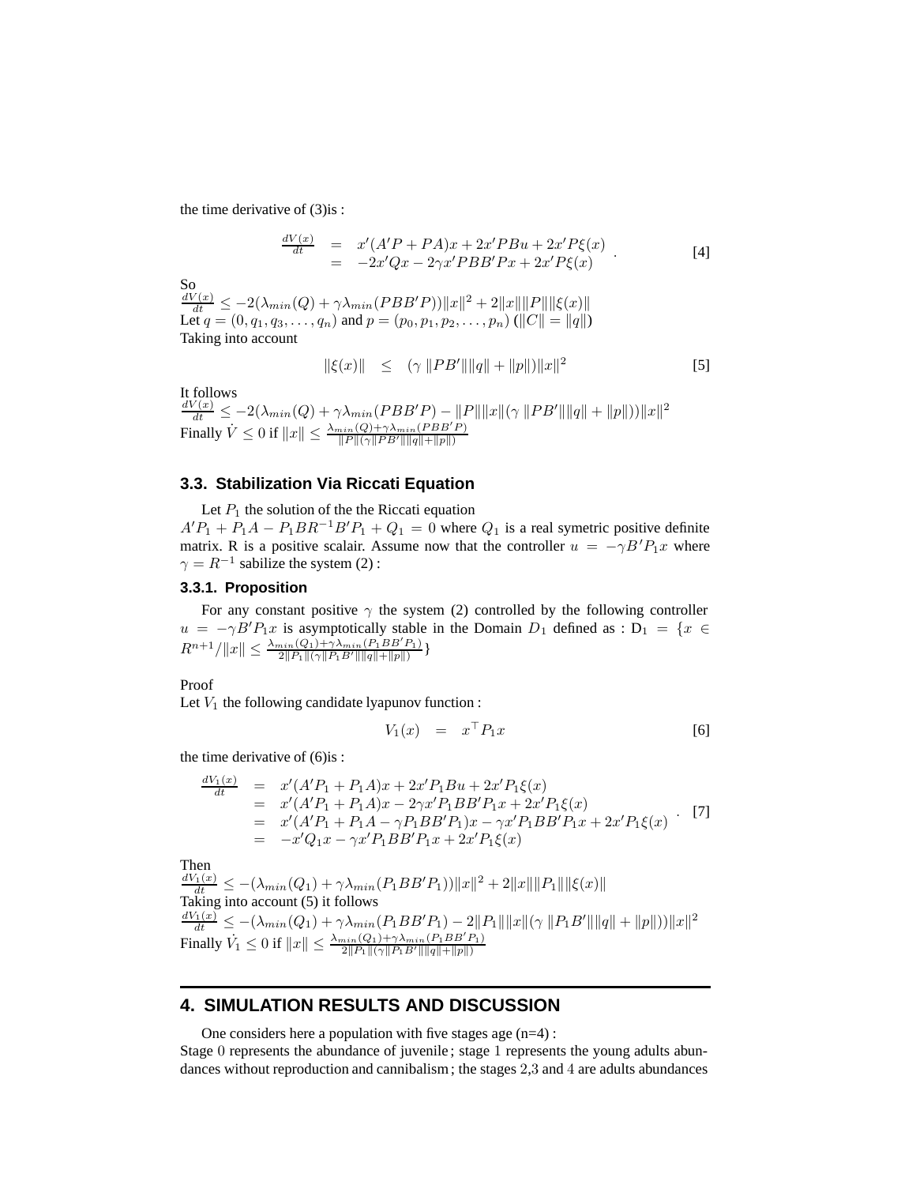the time derivative of (3)is :

$$\begin{array}{rcl} \frac{dV(x)}{dt} & = & x'(A'P+PA)x + 2x'PBu + 2x'P\xi(x) \\ & = & -2x'Qx - 2\gamma x'PBB'Px + 2x'P\xi(x) \end{array} . \qquad [4]$$

So

$\frac{dV(x)}{dt} \leq -2(\lambda_{min}(Q) + \gamma\lambda_{min}(PBB'P))\|x\|^2 + 2\|x\|\|P\|\|\xi(x)\|$

Let $q = (0, q_1, q_3, \ldots, q_n)$ and $p = (p_0, p_1, p_2, \ldots, p_n)$ ($\|C\| = \|q\|$)

Taking into account

$$\|\xi(x)\| \quad \leq \quad (\gamma\ \|PB'\|\|q\| + \|p\|)\|x\|^2 \qquad [5]$$

It follows

$\frac{dV(x)}{dt} \leq -2(\lambda_{min}(Q) + \gamma\lambda_{min}(PBB'P) - \|P\|\|x\|(\gamma\ \|PB'\|\|q\| + \|p\|))\|x\|^2$

Finally $\dot{V} \leq 0$ if $\|x\| \leq \frac{\lambda_{min}(Q)+\gamma\lambda_{min}(PBB'P)}{\|P\|(\gamma\|PB'\|\|q\|+\|p\|)}$

### 3.3. Stabilization Via Riccati Equation

Let $P_1$ the solution of the the Riccati equation

$A'P_1 + P_1A - P_1BR^{-1}B'P_1 + Q_1 = 0$ where $Q_1$ is a real symetric positive definite matrix. R is a positive scalair. Assume now that the controller $u = -\gamma B'P_1x$ where $\gamma = R^{-1}$ sabilize the system (2) :

#### 3.3.1. Proposition

For any constant positive $\gamma$ the system (2) controlled by the following controller $u = -\gamma B'P_1x$ is asymptotically stable in the Domain $D_1$ defined as : $D_1 = \{x \in R^{n+1}/\|x\| \leq \frac{\lambda_{min}(Q_1)+\gamma\lambda_{min}(P_1BB'P_1)}{2\|P_1\|(\gamma\|P_1B'\|\|q\|+\|p\|)}\}$

Proof

Let $V_1$ the following candidate lyapunov function :

$$V_1(x) \quad = \quad x^\top P_1 x \qquad [6]$$

the time derivative of (6)is :

$$\begin{array}{rcl} \frac{dV_1(x)}{dt} & = & x'(A'P_1+P_1A)x + 2x'P_1Bu + 2x'P_1\xi(x) \\ & = & x'(A'P_1+P_1A)x - 2\gamma x'P_1BB'P_1x + 2x'P_1\xi(x) \\ & = & x'(A'P_1+P_1A - \gamma P_1BB'P_1)x - \gamma x'P_1BB'P_1x + 2x'P_1\xi(x) \\ & = & -x'Q_1x - \gamma x'P_1BB'P_1x + 2x'P_1\xi(x) \end{array} . \qquad [7]$$

Then

$\frac{dV_1(x)}{dt} \leq -(\lambda_{min}(Q_1) + \gamma\lambda_{min}(P_1BB'P_1))\|x\|^2 + 2\|x\|\|P_1\|\|\xi(x)\|$

Taking into account (5) it follows

$\frac{dV_1(x)}{dt} \leq -(\lambda_{min}(Q_1) + \gamma\lambda_{min}(P_1BB'P_1) - 2\|P_1\|\|x\|(\gamma\ \|P_1B'\|\|q\| + \|p\|))\|x\|^2$

Finally $\dot{V}_1 \leq 0$ if $\|x\| \leq \frac{\lambda_{min}(Q_1)+\gamma\lambda_{min}(P_1BB'P_1)}{2\|P_1\|(\gamma\|P_1B'\|\|q\|+\|p\|)}$

## 4. SIMULATION RESULTS AND DISCUSSION

One considers here a population with five stages age (n=4) :

Stage 0 represents the abundance of juvenile ; stage 1 represents the young adults abundances without reproduction and cannibalism ; the stages 2,3 and 4 are adults abundances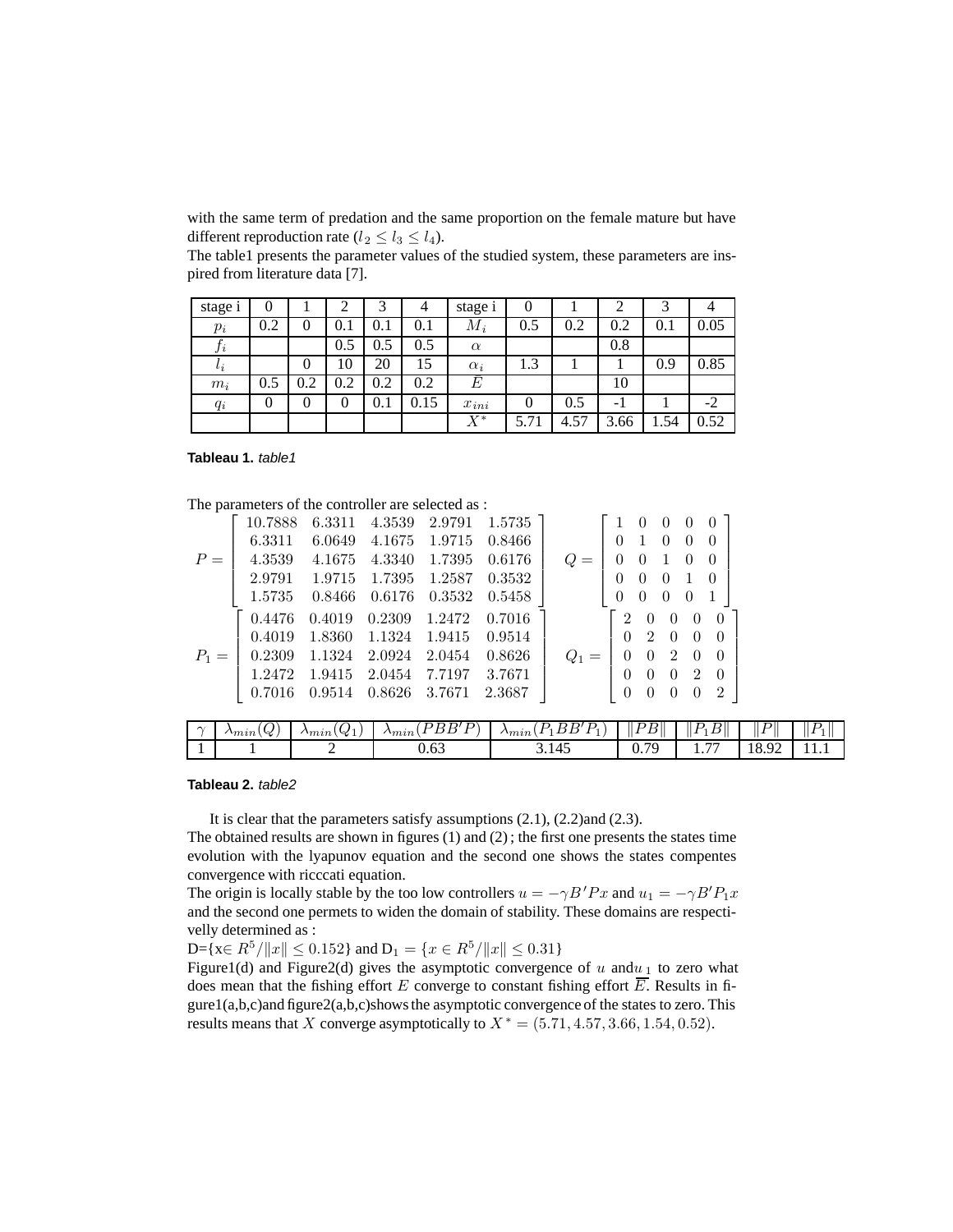with the same term of predation and the same proportion on the female mature but have different reproduction rate ($l_2 \leq l_3 \leq l_4$).

The table1 presents the parameter values of the studied system, these parameters are inspired from literature data [7].

| stage i | 0 | 1 | 2 | 3 | 4 | stage i | 0 | 1 | 2 | 3 | 4 |
|---|---|---|---|---|---|---|---|---|---|---|---|
| $p_i$ | 0.2 | 0 | 0.1 | 0.1 | 0.1 | $M_i$ | 0.5 | 0.2 | 0.2 | 0.1 | 0.05 |
| $f_i$ | | | 0.5 | 0.5 | 0.5 | $\alpha$ | | | 0.8 | | |
| $l_i$ | | 0 | 10 | 20 | 15 | $\alpha_i$ | 1.3 | 1 | 1 | 0.9 | 0.85 |
| $m_i$ | 0.5 | 0.2 | 0.2 | 0.2 | 0.2 | $\bar{E}$ | | | 10 | | |
| $q_i$ | 0 | 0 | 0 | 0.1 | 0.15 | $x_{ini}$ | 0 | 0.5 | -1 | 1 | -2 |
| | | | | | | $X^*$ | 5.71 | 4.57 | 3.66 | 1.54 | 0.52 |

**Tableau 1.** *table1*

The parameters of the controller are selected as :

$$P = \begin{bmatrix} 10.7888 & 6.3311 & 4.3539 & 2.9791 & 1.5735 \\ 6.3311 & 6.0649 & 4.1675 & 1.9715 & 0.8466 \\ 4.3539 & 4.1675 & 4.3340 & 1.7395 & 0.6176 \\ 2.9791 & 1.9715 & 1.7395 & 1.2587 & 0.3532 \\ 1.5735 & 0.8466 & 0.6176 & 0.3532 & 0.5458 \end{bmatrix} \quad Q = \begin{bmatrix} 1 & 0 & 0 & 0 & 0 \\ 0 & 1 & 0 & 0 & 0 \\ 0 & 0 & 1 & 0 & 0 \\ 0 & 0 & 0 & 1 & 0 \\ 0 & 0 & 0 & 0 & 1 \end{bmatrix}$$

$$P_1 = \begin{bmatrix} 0.4476 & 0.4019 & 0.2309 & 1.2472 & 0.7016 \\ 0.4019 & 1.8360 & 1.1324 & 1.9415 & 0.9514 \\ 0.2309 & 1.1324 & 2.0924 & 2.0454 & 0.8626 \\ 1.2472 & 1.9415 & 2.0454 & 7.7197 & 3.7671 \\ 0.7016 & 0.9514 & 0.8626 & 3.7671 & 2.3687 \end{bmatrix} \quad Q_1 = \begin{bmatrix} 2 & 0 & 0 & 0 & 0 \\ 0 & 2 & 0 & 0 & 0 \\ 0 & 0 & 2 & 0 & 0 \\ 0 & 0 & 0 & 2 & 0 \\ 0 & 0 & 0 & 0 & 2 \end{bmatrix}$$

| $\gamma$ | $\lambda_{min}(Q)$ | $\lambda_{min}(Q_1)$ | $\lambda_{min}(PBB'P)$ | $\lambda_{min}(P_1BB'P_1)$ | $\Vert PB\Vert$ | $\Vert P_1B\Vert$ | $\Vert P\Vert$ | $\Vert P_1\Vert$ |
|---|---|---|---|---|---|---|---|---|
| 1 | 1 | 2 | 0.63 | 3.145 | 0.79 | 1.77 | 18.92 | 11.1 |

**Tableau 2.** *table2*

It is clear that the parameters satisfy assumptions (2.1), (2.2)and (2.3).

The obtained results are shown in figures (1) and (2) ; the first one presents the states time evolution with the lyapunov equation and the second one shows the states compentes convergence with ricccati equation.

The origin is locally stable by the too low controllers $u = -\gamma B'Px$ and $u_1 = -\gamma B'P_1x$ and the second one permets to widen the domain of stability. These domains are respectivelly determined as :

D={x$\in R^5/\|x\| \leq 0.152$} and $\text{D}_1 = \{x \in R^5/\|x\| \leq 0.31\}$

Figure1(d) and Figure2(d) gives the asymptotic convergence of $u$ and$u_1$ to zero what does mean that the fishing effort $E$ converge to constant fishing effort $\overline{E}$. Results in figure1(a,b,c)and figure2(a,b,c)shows the asymptotic convergence of the states to zero. This results means that $X$ converge asymptotically to $X^* = (5.71, 4.57, 3.66, 1.54, 0.52)$.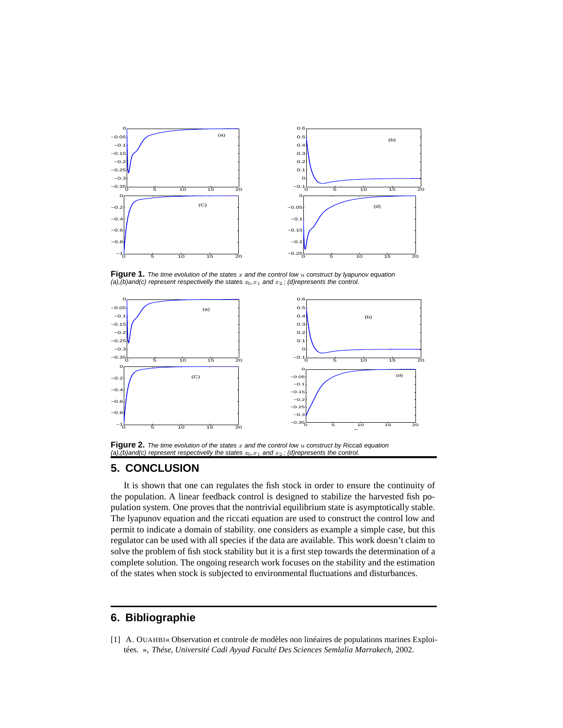**Figure 1.** *The time evolution of the states $x$ and the control low $u$ construct by lyapunov equation (a),(b)and(c) represent respectivelly the states $x_0$,$x_1$ and $x_2$ ; (d)represents the control.*

**Figure 2.** *The time evolution of the states $x$ and the control low $u$ construct by Riccati equation (a),(b)and(c) represent respectivelly the states $x_0$,$x_1$ and $x_2$ ; (d)represents the control.*

## 5. CONCLUSION

It is shown that one can regulates the fish stock in order to ensure the continuity of the population. A linear feedback control is designed to stabilize the harvested fish population system. One proves that the nontrivial equilibrium state is asymptotically stable. The lyapunov equation and the riccati equation are used to construct the control low and permit to indicate a domain of stability. one considers as example a simple case, but this regulator can be used with all species if the data are available. This work doesn't claim to solve the problem of fish stock stability but it is a first step towards the determination of a complete solution. The ongoing research work focuses on the stability and the estimation of the states when stock is subjected to environmental fluctuations and disturbances.

## 6. Bibliographie

[1] A. OUAHBI« Observation et controle de modèles non linéaires de populations marines Exploitées. », *Thése, Université Cadi Ayyad Faculté Des Sciences Semlalia Marrakech*, 2002.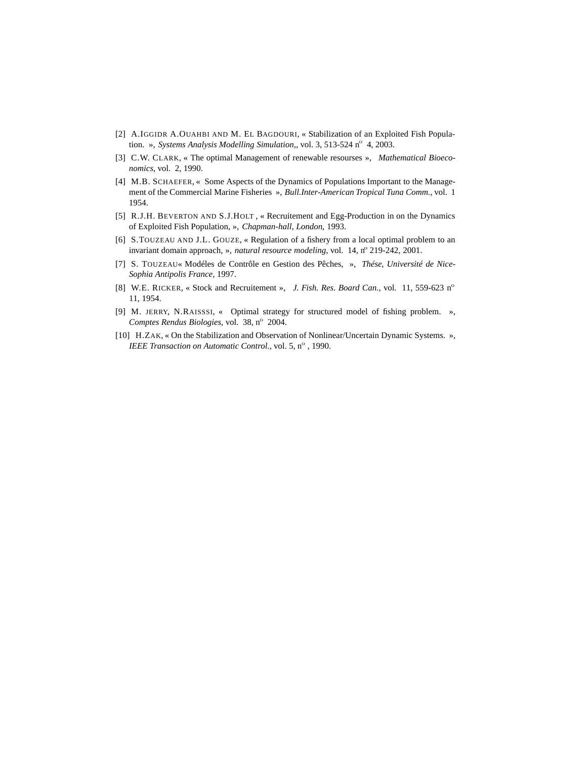[2] A.IGGIDR A.OUAHBI AND M. EL BAGDOURI, « Stabilization of an Exploited Fish Population. », *Systems Analysis Modelling Simulation,*, vol. 3, 513-524 n$^o$ 4, 2003.

[3] C.W. CLARK, « The optimal Management of renewable resourses », *Mathematical Bioeconomics*, vol. 2, 1990.

[4] M.B. SCHAEFER, « Some Aspects of the Dynamics of Populations Important to the Management of the Commercial Marine Fisheries », *Bull.Inter-American Tropical Tuna Comm.*, vol. 1 1954.

[5] R.J.H. BEVERTON AND S.J.HOLT , « Recruitement and Egg-Production in on the Dynamics of Exploited Fish Population, », *Chapman-hall, London*, 1993.

[6] S.TOUZEAU AND J.L. GOUZE, « Regulation of a fishery from a local optimal problem to an invariant domain approach, », *natural resource modeling*, vol. 14, n$^o$ 219-242, 2001.

[7] S. TOUZEAU« Modéles de Contrôle en Gestion des Pêches, », *Thése, Université de Nice-Sophia Antipolis France*, 1997.

[8] W.E. RICKER, « Stock and Recruitement », *J. Fish. Res. Board Can.*, vol. 11, 559-623 n$^o$ 11, 1954.

[9] M. JERRY, N.RAISSSI, « Optimal strategy for structured model of fishing problem. », *Comptes Rendus Biologies*, vol. 38, n$^o$ 2004.

[10] H.ZAK, « On the Stabilization and Observation of Nonlinear/Uncertain Dynamic Systems. », *IEEE Transaction on Automatic Control.*, vol. 5, n$^o$ , 1990.